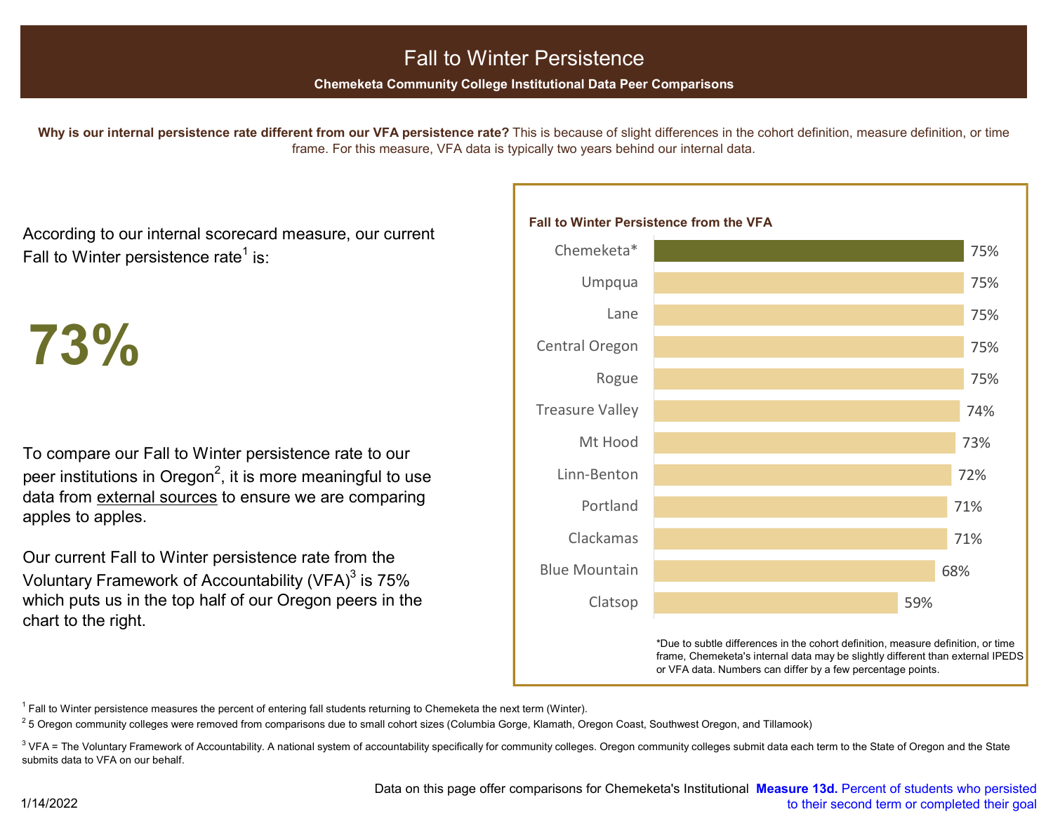# Fall to Winter Persistence

**Chemeketa Community College Institutional Data Peer Comparisons**

**Why is our internal persistence rate different from our VFA persistence rate?** This is because of slight differences in the cohort definition, measure definition, or time frame. For this measure, VFA data is typically two years behind our internal data.

According to our internal scorecard measure, our current Fall to Winter persistence rate[1] is:

# 73%

To compare our Fall to Winter persistence rate to our peer institutions in Oregon[2], it is more meaningful to use data from external sources to ensure we are comparing apples to apples.

Our current Fall to Winter persistence rate from the Voluntary Framework of Accountability (VFA)[3] is 75% which puts us in the top half of our Oregon peers in the chart to the right.

**Fall to Winter Persistence from the VFA**

| College | Persistence |
|---|---|
| Chemeketa* | 75% |
| Umpqua | 75% |
| Lane | 75% |
| Central Oregon | 75% |
| Rogue | 75% |
| Treasure Valley | 74% |
| Mt Hood | 73% |
| Linn-Benton | 72% |
| Portland | 71% |
| Clackamas | 71% |
| Blue Mountain | 68% |
| Clatsop | 59% |

*Due to subtle differences in the cohort definition, measure definition, or time frame, Chemeketa's internal data may be slightly different than external IPEDS or VFA data. Numbers can differ by a few percentage points.

[1] Fall to Winter persistence measures the percent of entering fall students returning to Chemeketa the next term (Winter).

[2] 5 Oregon community colleges were removed from comparisons due to small cohort sizes (Columbia Gorge, Klamath, Oregon Coast, Southwest Oregon, and Tillamook)

[3] VFA = The Voluntary Framework of Accountability. A national system of accountability specifically for community colleges. Oregon community colleges submit data each term to the State of Oregon and the State submits data to VFA on our behalf.

1/14/2022

Data on this page offer comparisons for Chemeketa's Institutional **Measure 13d.** Percent of students who persisted to their second term or completed their goal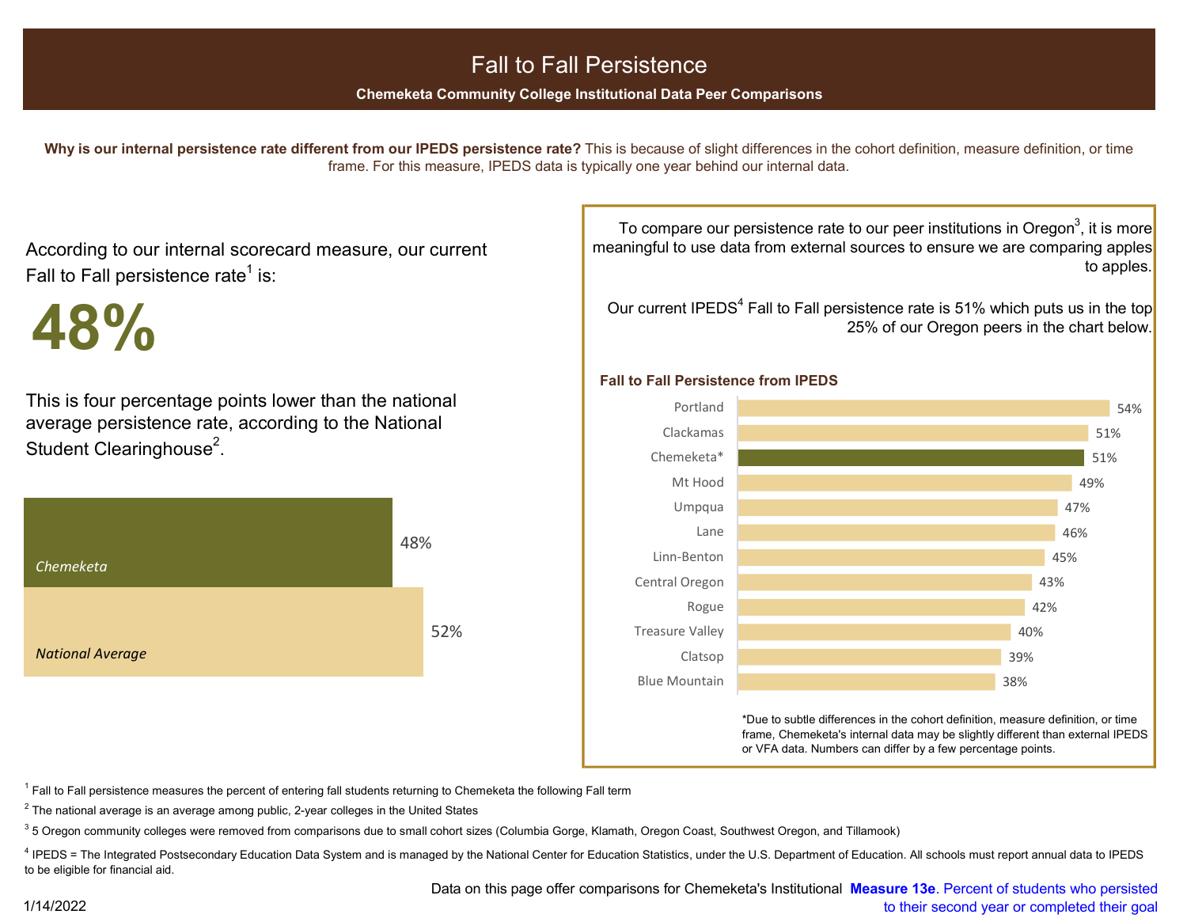# Fall to Fall Persistence

**Chemeketa Community College Institutional Data Peer Comparisons**

**Why is our internal persistence rate different from our IPEDS persistence rate?** This is because of slight differences in the cohort definition, measure definition, or time frame. For this measure, IPEDS data is typically one year behind our internal data.

According to our internal scorecard measure, our current Fall to Fall persistence rate[1] is:

**48%**

This is four percentage points lower than the national average persistence rate, according to the National Student Clearinghouse[2].

| | Rate |
|---|---|
| *Chemeketa* | 48% |
| *National Average* | 52% |

To compare our persistence rate to our peer institutions in Oregon[3], it is more meaningful to use data from external sources to ensure we are comparing apples to apples.

Our current IPEDS[4] Fall to Fall persistence rate is 51% which puts us in the top 25% of our Oregon peers in the chart below.

**Fall to Fall Persistence from IPEDS**

| College | Persistence |
|---|---|
| Portland | 54% |
| Clackamas | 51% |
| Chemeketa* | 51% |
| Mt Hood | 49% |
| Umpqua | 47% |
| Lane | 46% |
| Linn-Benton | 45% |
| Central Oregon | 43% |
| Rogue | 42% |
| Treasure Valley | 40% |
| Clatsop | 39% |
| Blue Mountain | 38% |

*Due to subtle differences in the cohort definition, measure definition, or time frame, Chemeketa's internal data may be slightly different than external IPEDS or VFA data. Numbers can differ by a few percentage points.

[1] Fall to Fall persistence measures the percent of entering fall students returning to Chemeketa the following Fall term

[2] The national average is an average among public, 2-year colleges in the United States

[3] 5 Oregon community colleges were removed from comparisons due to small cohort sizes (Columbia Gorge, Klamath, Oregon Coast, Southwest Oregon, and Tillamook)

[4] IPEDS = The Integrated Postsecondary Education Data System and is managed by the National Center for Education Statistics, under the U.S. Department of Education. All schools must report annual data to IPEDS to be eligible for financial aid.

Data on this page offer comparisons for Chemeketa's Institutional **Measure 13e**. Percent of students who persisted to their second year or completed their goal

1/14/2022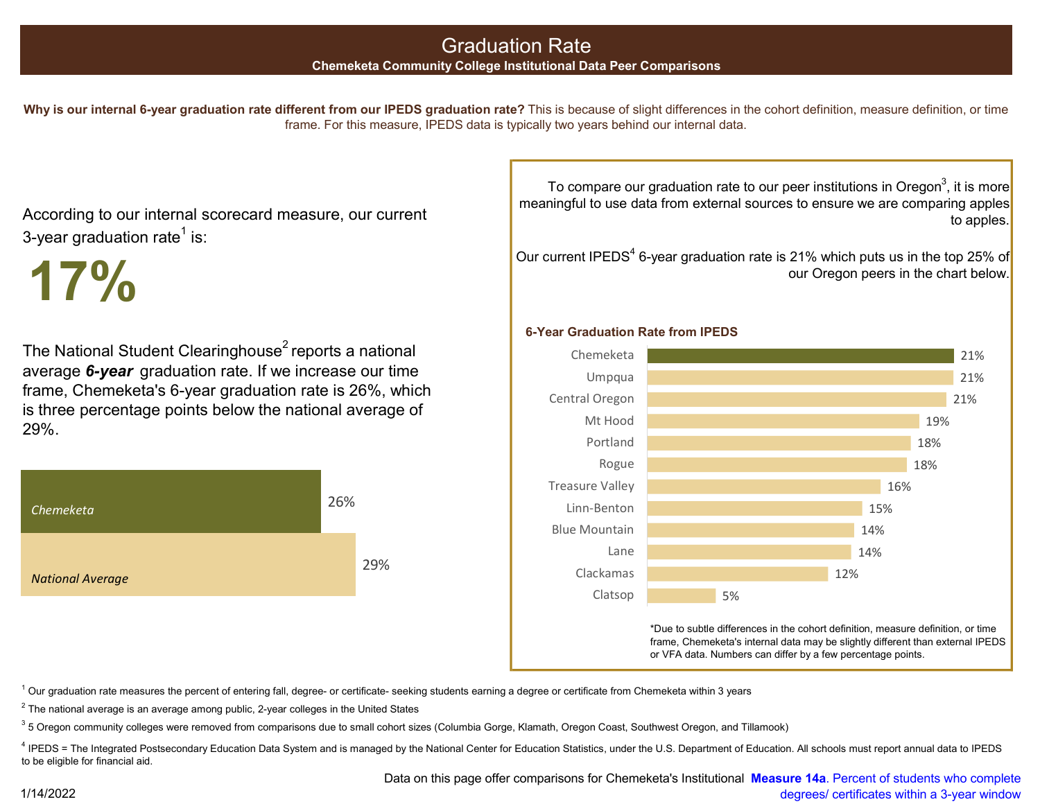# Graduation Rate

**Chemeketa Community College Institutional Data Peer Comparisons**

**Why is our internal 6-year graduation rate different from our IPEDS graduation rate?** This is because of slight differences in the cohort definition, measure definition, or time frame. For this measure, IPEDS data is typically two years behind our internal data.

According to our internal scorecard measure, our current 3-year graduation rate[1] is:

# 17%

The National Student Clearinghouse[2] reports a national average ***6-year*** graduation rate. If we increase our time frame, Chemeketa's 6-year graduation rate is 26%, which is three percentage points below the national average of 29%.

| | Graduation Rate |
|---|---|
| *Chemeketa* | 26% |
| *National Average* | 29% |

To compare our graduation rate to our peer institutions in Oregon[3], it is more meaningful to use data from external sources to ensure we are comparing apples to apples.

Our current IPEDS[4] 6-year graduation rate is 21% which puts us in the top 25% of our Oregon peers in the chart below.

**6-Year Graduation Rate from IPEDS**

| College | Rate |
|---|---|
| Chemeketa | 21% |
| Umpqua | 21% |
| Central Oregon | 21% |
| Mt Hood | 19% |
| Portland | 18% |
| Rogue | 18% |
| Treasure Valley | 16% |
| Linn-Benton | 15% |
| Blue Mountain | 14% |
| Lane | 14% |
| Clackamas | 12% |
| Clatsop | 5% |

*Due to subtle differences in the cohort definition, measure definition, or time frame, Chemeketa's internal data may be slightly different than external IPEDS or VFA data. Numbers can differ by a few percentage points.

[1] Our graduation rate measures the percent of entering fall, degree- or certificate- seeking students earning a degree or certificate from Chemeketa within 3 years

[2] The national average is an average among public, 2-year colleges in the United States

[3] 5 Oregon community colleges were removed from comparisons due to small cohort sizes (Columbia Gorge, Klamath, Oregon Coast, Southwest Oregon, and Tillamook)

[4] IPEDS = The Integrated Postsecondary Education Data System and is managed by the National Center for Education Statistics, under the U.S. Department of Education. All schools must report annual data to IPEDS to be eligible for financial aid.

Data on this page offer comparisons for Chemeketa's Institutional **Measure 14a**. Percent of students who complete degrees/ certificates within a 3-year window

1/14/2022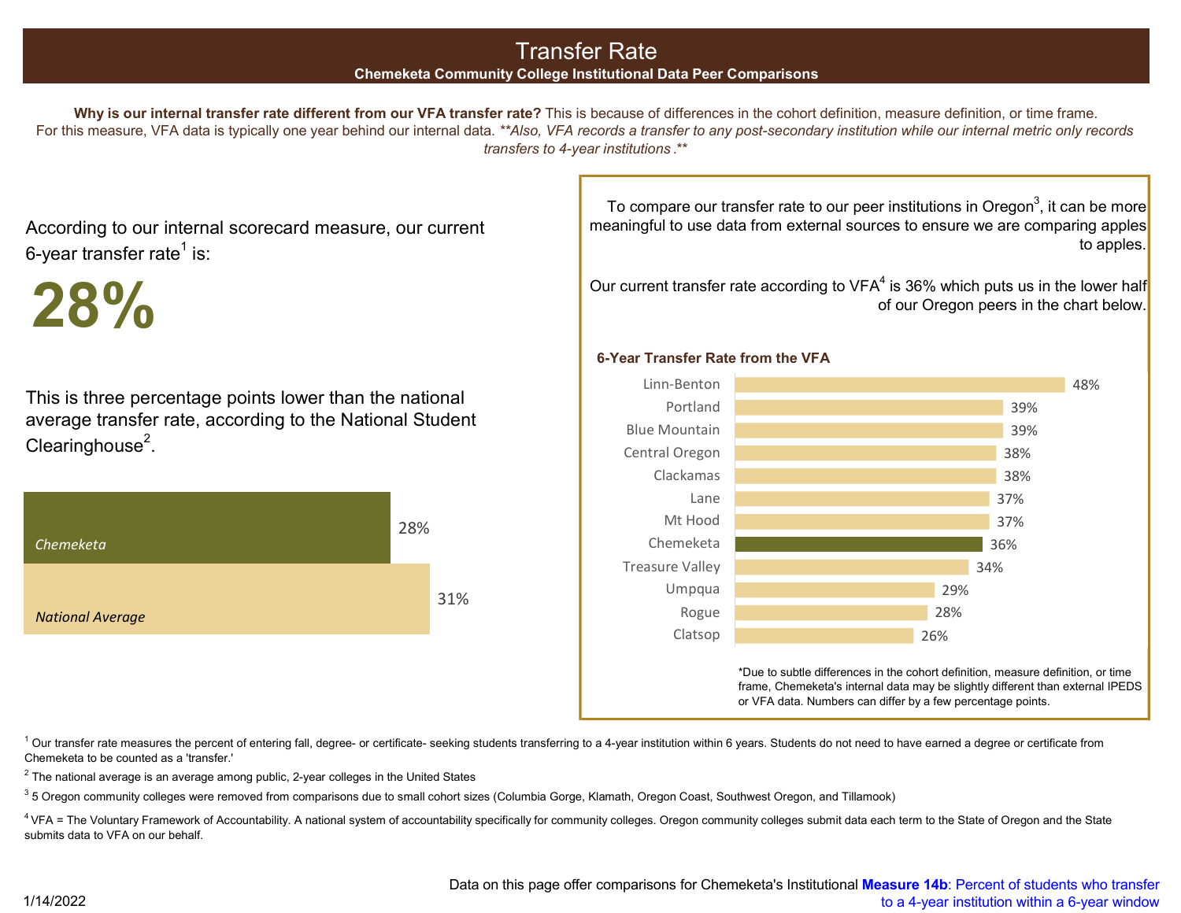# Transfer Rate

**Chemeketa Community College Institutional Data Peer Comparisons**

**Why is our internal transfer rate different from our VFA transfer rate?** This is because of differences in the cohort definition, measure definition, or time frame. For this measure, VFA data is typically one year behind our internal data. ***Also, VFA records a transfer to any post-secondary institution while our internal metric only records transfers to 4-year institutions**.*

According to our internal scorecard measure, our current 6-year transfer rate[1] is:

# 28%

This is three percentage points lower than the national average transfer rate, according to the National Student Clearinghouse[2].

*Chemeketa*
28%
*National Average*
31%

To compare our transfer rate to our peer institutions in Oregon[3], it can be more meaningful to use data from external sources to ensure we are comparing apples to apples.

Our current transfer rate according to VFA[4] is 36% which puts us in the lower half of our Oregon peers in the chart below.

**6-Year Transfer Rate from the VFA**

Linn-Benton 48%
Portland 39%
Blue Mountain 39%
Central Oregon 38%
Clackamas 38%
Lane 37%
Mt Hood 37%
Chemeketa 36%
Treasure Valley 34%
Umpqua 29%
Rogue 28%
Clatsop 26%

*Due to subtle differences in the cohort definition, measure definition, or time frame, Chemeketa's internal data may be slightly different than external IPEDS or VFA data. Numbers can differ by a few percentage points.

[1] Our transfer rate measures the percent of entering fall, degree- or certificate- seeking students transferring to a 4-year institution within 6 years. Students do not need to have earned a degree or certificate from Chemeketa to be counted as a 'transfer.'

[2] The national average is an average among public, 2-year colleges in the United States

[3] 5 Oregon community colleges were removed from comparisons due to small cohort sizes (Columbia Gorge, Klamath, Oregon Coast, Southwest Oregon, and Tillamook)

[4] VFA = The Voluntary Framework of Accountability. A national system of accountability specifically for community colleges. Oregon community colleges submit data each term to the State of Oregon and the State submits data to VFA on our behalf.

1/14/2022

Data on this page offer comparisons for Chemeketa's Institutional **Measure 14b**: Percent of students who transfer to a 4-year institution within a 6-year window